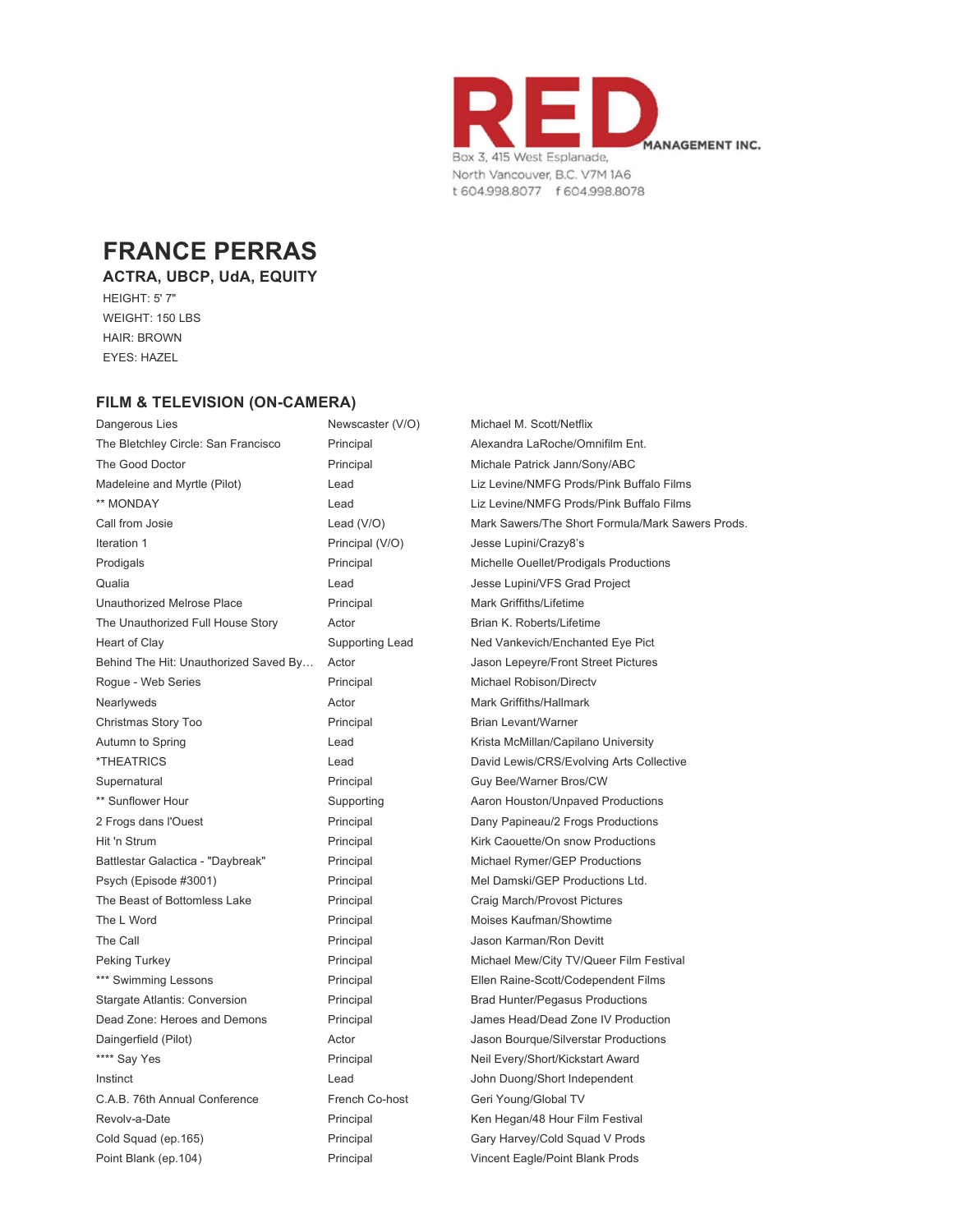**RED MANAGEMENT INC.**

Box 3, 415 West Esplanade,
North Vancouver, B.C. V7M 1A6
t 604.998.8077 f 604.998.8078

# FRANCE PERRAS

### ACTRA, UBCP, UdA, EQUITY

HEIGHT: 5' 7"
WEIGHT: 150 LBS
HAIR: BROWN
EYES: HAZEL

## FILM & TELEVISION (ON-CAMERA)

| | | |
|---|---|---|
| Dangerous Lies | Newscaster (V/O) | Michael M. Scott/Netflix |
| The Bletchley Circle: San Francisco | Principal | Alexandra LaRoche/Omnifilm Ent. |
| The Good Doctor | Principal | Michale Patrick Jann/Sony/ABC |
| Madeleine and Myrtle (Pilot) | Lead | Liz Levine/NMFG Prods/Pink Buffalo Films |
| ** MONDAY | Lead | Liz Levine/NMFG Prods/Pink Buffalo Films |
| Call from Josie | Lead (V/O) | Mark Sawers/The Short Formula/Mark Sawers Prods. |
| Iteration 1 | Principal (V/O) | Jesse Lupini/Crazy8's |
| Prodigals | Principal | Michelle Ouellet/Prodigals Productions |
| Qualia | Lead | Jesse Lupini/VFS Grad Project |
| Unauthorized Melrose Place | Principal | Mark Griffiths/Lifetime |
| The Unauthorized Full House Story | Actor | Brian K. Roberts/Lifetime |
| Heart of Clay | Supporting Lead | Ned Vankevich/Enchanted Eye Pict |
| Behind The Hit: Unauthorized Saved By… | Actor | Jason Lepeyre/Front Street Pictures |
| Rogue - Web Series | Principal | Michael Robison/Directv |
| Nearlyweds | Actor | Mark Griffiths/Hallmark |
| Christmas Story Too | Principal | Brian Levant/Warner |
| Autumn to Spring | Lead | Krista McMillan/Capilano University |
| *THEATRICS | Lead | David Lewis/CRS/Evolving Arts Collective |
| Supernatural | Principal | Guy Bee/Warner Bros/CW |
| ** Sunflower Hour | Supporting | Aaron Houston/Unpaved Productions |
| 2 Frogs dans l'Ouest | Principal | Dany Papineau/2 Frogs Productions |
| Hit 'n Strum | Principal | Kirk Caouette/On snow Productions |
| Battlestar Galactica - "Daybreak" | Principal | Michael Rymer/GEP Productions |
| Psych (Episode #3001) | Principal | Mel Damski/GEP Productions Ltd. |
| The Beast of Bottomless Lake | Principal | Craig March/Provost Pictures |
| The L Word | Principal | Moises Kaufman/Showtime |
| The Call | Principal | Jason Karman/Ron Devitt |
| Peking Turkey | Principal | Michael Mew/City TV/Queer Film Festival |
| *** Swimming Lessons | Principal | Ellen Raine-Scott/Codependent Films |
| Stargate Atlantis: Conversion | Principal | Brad Hunter/Pegasus Productions |
| Dead Zone: Heroes and Demons | Principal | James Head/Dead Zone IV Production |
| Daingerfield (Pilot) | Actor | Jason Bourque/Silverstar Productions |
| **** Say Yes | Principal | Neil Every/Short/Kickstart Award |
| Instinct | Lead | John Duong/Short Independent |
| C.A.B. 76th Annual Conference | French Co-host | Geri Young/Global TV |
| Revolv-a-Date | Principal | Ken Hegan/48 Hour Film Festival |
| Cold Squad (ep.165) | Principal | Gary Harvey/Cold Squad V Prods |
| Point Blank (ep.104) | Principal | Vincent Eagle/Point Blank Prods |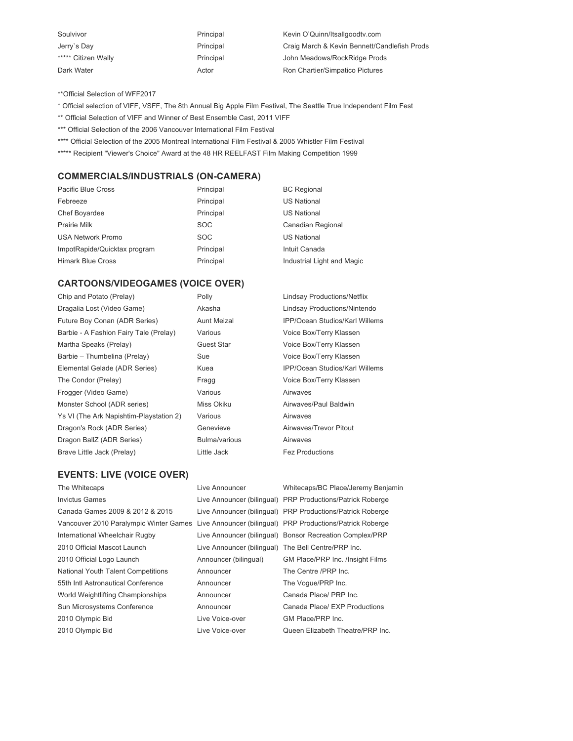| | | |
|---|---|---|
| Soulvivor | Principal | Kevin O'Quinn/Itsallgoodtv.com |
| Jerry`s Day | Principal | Craig March & Kevin Bennett/Candlefish Prods |
| ***** Citizen Wally | Principal | John Meadows/RockRidge Prods |
| Dark Water | Actor | Ron Chartier/Simpatico Pictures |

**Official Selection of WFF2017

* Official selection of VIFF, VSFF, The 8th Annual Big Apple Film Festival, The Seattle True Independent Film Fest

** Official Selection of VIFF and Winner of Best Ensemble Cast, 2011 VIFF

*** Official Selection of the 2006 Vancouver International Film Festival

**** Official Selection of the 2005 Montreal International Film Festival & 2005 Whistler Film Festival

***** Recipient "Viewer's Choice" Award at the 48 HR REELFAST Film Making Competition 1999

## COMMERCIALS/INDUSTRIALS (ON-CAMERA)

| | | |
|---|---|---|
| Pacific Blue Cross | Principal | BC Regional |
| Febreeze | Principal | US National |
| Chef Boyardee | Principal | US National |
| Prairie Milk | SOC | Canadian Regional |
| USA Network Promo | SOC | US National |
| ImpotRapide/Quicktax program | Principal | Intuit Canada |
| Himark Blue Cross | Principal | Industrial Light and Magic |

## CARTOONS/VIDEOGAMES (VOICE OVER)

| | | |
|---|---|---|
| Chip and Potato (Prelay) | Polly | Lindsay Productions/Netflix |
| Dragalia Lost (Video Game) | Akasha | Lindsay Productions/Nintendo |
| Future Boy Conan (ADR Series) | Aunt Meizal | IPP/Ocean Studios/Karl Willems |
| Barbie - A Fashion Fairy Tale (Prelay) | Various | Voice Box/Terry Klassen |
| Martha Speaks (Prelay) | Guest Star | Voice Box/Terry Klassen |
| Barbie – Thumbelina (Prelay) | Sue | Voice Box/Terry Klassen |
| Elemental Gelade (ADR Series) | Kuea | IPP/Ocean Studios/Karl Willems |
| The Condor (Prelay) | Fragg | Voice Box/Terry Klassen |
| Frogger (Video Game) | Various | Airwaves |
| Monster School (ADR series) | Miss Okiku | Airwaves/Paul Baldwin |
| Ys VI (The Ark Napishtim-Playstation 2) | Various | Airwaves |
| Dragon's Rock (ADR Series) | Genevieve | Airwaves/Trevor Pitout |
| Dragon BallZ (ADR Series) | Bulma/various | Airwaves |
| Brave Little Jack (Prelay) | Little Jack | Fez Productions |

## EVENTS: LIVE (VOICE OVER)

| | | |
|---|---|---|
| The Whitecaps | Live Announcer | Whitecaps/BC Place/Jeremy Benjamin |
| Invictus Games | Live Announcer (bilingual) | PRP Productions/Patrick Roberge |
| Canada Games 2009 & 2012 & 2015 | Live Announcer (bilingual) | PRP Productions/Patrick Roberge |
| Vancouver 2010 Paralympic Winter Games | Live Announcer (bilingual) | PRP Productions/Patrick Roberge |
| International Wheelchair Rugby | Live Announcer (bilingual) | Bonsor Recreation Complex/PRP |
| 2010 Official Mascot Launch | Live Announcer (bilingual) | The Bell Centre/PRP Inc. |
| 2010 Official Logo Launch | Announcer (bilingual) | GM Place/PRP Inc. /Insight Films |
| National Youth Talent Competitions | Announcer | The Centre /PRP Inc. |
| 55th Intl Astronautical Conference | Announcer | The Vogue/PRP Inc. |
| World Weightlifting Championships | Announcer | Canada Place/ PRP Inc. |
| Sun Microsystems Conference | Announcer | Canada Place/ EXP Productions |
| 2010 Olympic Bid | Live Voice-over | GM Place/PRP Inc. |
| 2010 Olympic Bid | Live Voice-over | Queen Elizabeth Theatre/PRP Inc. |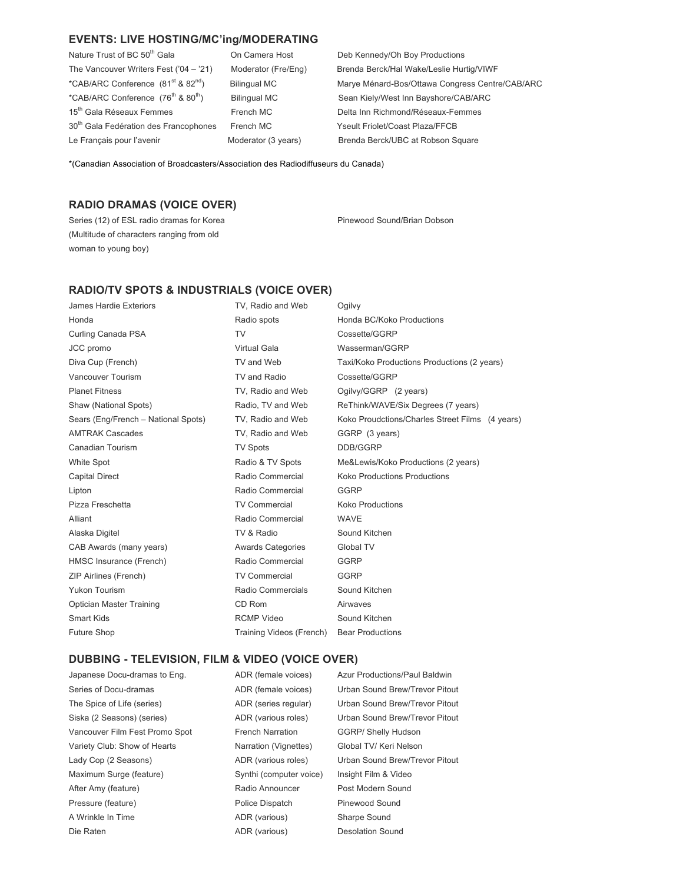## EVENTS: LIVE HOSTING/MC'ing/MODERATING

| | | |
|---|---|---|
| Nature Trust of BC 50th Gala | On Camera Host | Deb Kennedy/Oh Boy Productions |
| The Vancouver Writers Fest ('04 – '21) | Moderator (Fre/Eng) | Brenda Berck/Hal Wake/Leslie Hurtig/VIWF |
| *CAB/ARC Conference (81st & 82nd) | Bilingual MC | Marye Ménard-Bos/Ottawa Congress Centre/CAB/ARC |
| *CAB/ARC Conference (76th & 80th) | Bilingual MC | Sean Kiely/West Inn Bayshore/CAB/ARC |
| 15th Gala Réseaux Femmes | French MC | Delta Inn Richmond/Réseaux-Femmes |
| 30th Gala Fedération des Francophones | French MC | Yseult Friolet/Coast Plaza/FFCB |
| Le Français pour l'avenir | Moderator (3 years) | Brenda Berck/UBC at Robson Square |

*(Canadian Association of Broadcasters/Association des Radiodiffuseurs du Canada)

## RADIO DRAMAS (VOICE OVER)

| | |
|---|---|
| Series (12) of ESL radio dramas for Korea (Multitude of characters ranging from old woman to young boy) | Pinewood Sound/Brian Dobson |

## RADIO/TV SPOTS & INDUSTRIALS (VOICE OVER)

| | | |
|---|---|---|
| James Hardie Exteriors | TV, Radio and Web | Ogilvy |
| Honda | Radio spots | Honda BC/Koko Productions |
| Curling Canada PSA | TV | Cossette/GGRP |
| JCC promo | Virtual Gala | Wasserman/GGRP |
| Diva Cup (French) | TV and Web | Taxi/Koko Productions Productions (2 years) |
| Vancouver Tourism | TV and Radio | Cossette/GGRP |
| Planet Fitness | TV, Radio and Web | Ogilvy/GGRP (2 years) |
| Shaw (National Spots) | Radio, TV and Web | ReThink/WAVE/Six Degrees (7 years) |
| Sears (Eng/French – National Spots) | TV, Radio and Web | Koko Proudctions/Charles Street Films (4 years) |
| AMTRAK Cascades | TV, Radio and Web | GGRP (3 years) |
| Canadian Tourism | TV Spots | DDB/GGRP |
| White Spot | Radio & TV Spots | Me&Lewis/Koko Productions (2 years) |
| Capital Direct | Radio Commercial | Koko Productions Productions |
| Lipton | Radio Commercial | GGRP |
| Pizza Freschetta | TV Commercial | Koko Productions |
| Alliant | Radio Commercial | WAVE |
| Alaska Digitel | TV & Radio | Sound Kitchen |
| CAB Awards (many years) | Awards Categories | Global TV |
| HMSC Insurance (French) | Radio Commercial | GGRP |
| ZIP Airlines (French) | TV Commercial | GGRP |
| Yukon Tourism | Radio Commercials | Sound Kitchen |
| Optician Master Training | CD Rom | Airwaves |
| Smart Kids | RCMP Video | Sound Kitchen |
| Future Shop | Training Videos (French) | Bear Productions |

## DUBBING - TELEVISION, FILM & VIDEO (VOICE OVER)

| | | |
|---|---|---|
| Japanese Docu-dramas to Eng. | ADR (female voices) | Azur Productions/Paul Baldwin |
| Series of Docu-dramas | ADR (female voices) | Urban Sound Brew/Trevor Pitout |
| The Spice of Life (series) | ADR (series regular) | Urban Sound Brew/Trevor Pitout |
| Siska (2 Seasons) (series) | ADR (various roles) | Urban Sound Brew/Trevor Pitout |
| Vancouver Film Fest Promo Spot | French Narration | GGRP/ Shelly Hudson |
| Variety Club: Show of Hearts | Narration (Vignettes) | Global TV/ Keri Nelson |
| Lady Cop (2 Seasons) | ADR (various roles) | Urban Sound Brew/Trevor Pitout |
| Maximum Surge (feature) | Synthi (computer voice) | Insight Film & Video |
| After Amy (feature) | Radio Announcer | Post Modern Sound |
| Pressure (feature) | Police Dispatch | Pinewood Sound |
| A Wrinkle In Time | ADR (various) | Sharpe Sound |
| Die Raten | ADR (various) | Desolation Sound |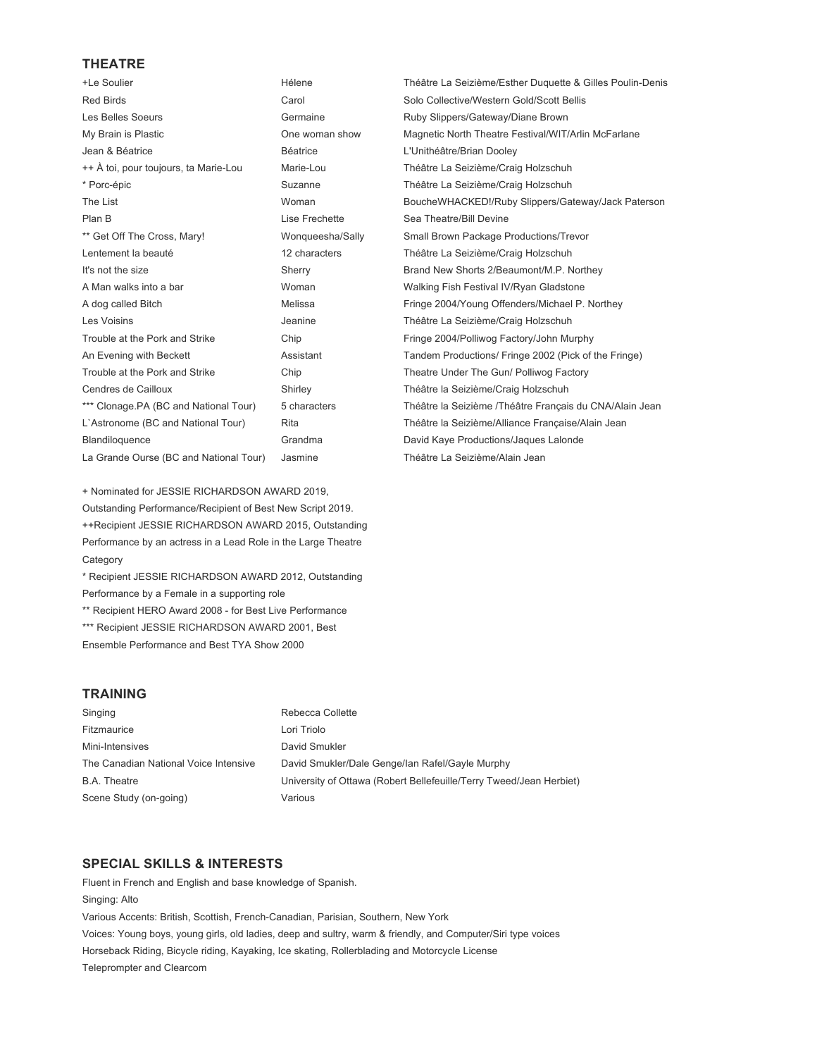## THEATRE

| | | |
|---|---|---|
| +Le Soulier | Hélene | Théâtre La Seizième/Esther Duquette & Gilles Poulin-Denis |
| Red Birds | Carol | Solo Collective/Western Gold/Scott Bellis |
| Les Belles Soeurs | Germaine | Ruby Slippers/Gateway/Diane Brown |
| My Brain is Plastic | One woman show | Magnetic North Theatre Festival/WIT/Arlin McFarlane |
| Jean & Béatrice | Béatrice | L'Unithéâtre/Brian Dooley |
| ++ À toi, pour toujours, ta Marie-Lou | Marie-Lou | Théâtre La Seizième/Craig Holzschuh |
| * Porc-épic | Suzanne | Théâtre La Seizième/Craig Holzschuh |
| The List | Woman | BoucheWHACKED!/Ruby Slippers/Gateway/Jack Paterson |
| Plan B | Lise Frechette | Sea Theatre/Bill Devine |
| ** Get Off The Cross, Mary! | Wonqueesha/Sally | Small Brown Package Productions/Trevor |
| Lentement la beauté | 12 characters | Théâtre La Seizième/Craig Holzschuh |
| It's not the size | Sherry | Brand New Shorts 2/Beaumont/M.P. Northey |
| A Man walks into a bar | Woman | Walking Fish Festival IV/Ryan Gladstone |
| A dog called Bitch | Melissa | Fringe 2004/Young Offenders/Michael P. Northey |
| Les Voisins | Jeanine | Théâtre La Seizième/Craig Holzschuh |
| Trouble at the Pork and Strike | Chip | Fringe 2004/Polliwog Factory/John Murphy |
| An Evening with Beckett | Assistant | Tandem Productions/ Fringe 2002 (Pick of the Fringe) |
| Trouble at the Pork and Strike | Chip | Theatre Under The Gun/ Polliwog Factory |
| Cendres de Cailloux | Shirley | Théâtre la Seizième/Craig Holzschuh |
| *** Clonage.PA (BC and National Tour) | 5 characters | Théâtre la Seizième /Théâtre Français du CNA/Alain Jean |
| L`Astronome (BC and National Tour) | Rita | Théâtre la Seizième/Alliance Française/Alain Jean |
| Blandiloquence | Grandma | David Kaye Productions/Jaques Lalonde |
| La Grande Ourse (BC and National Tour) | Jasmine | Théâtre La Seizième/Alain Jean |

+ Nominated for JESSIE RICHARDSON AWARD 2019, Outstanding Performance/Recipient of Best New Script 2019.

++Recipient JESSIE RICHARDSON AWARD 2015, Outstanding Performance by an actress in a Lead Role in the Large Theatre Category

* Recipient JESSIE RICHARDSON AWARD 2012, Outstanding Performance by a Female in a supporting role

** Recipient HERO Award 2008 - for Best Live Performance

*** Recipient JESSIE RICHARDSON AWARD 2001, Best Ensemble Performance and Best TYA Show 2000

## TRAINING

| | |
|---|---|
| Singing | Rebecca Collette |
| Fitzmaurice | Lori Triolo |
| Mini-Intensives | David Smukler |
| The Canadian National Voice Intensive | David Smukler/Dale Genge/Ian Rafel/Gayle Murphy |
| B.A. Theatre | University of Ottawa (Robert Bellefeuille/Terry Tweed/Jean Herbiet) |
| Scene Study (on-going) | Various |

## SPECIAL SKILLS & INTERESTS

Fluent in French and English and base knowledge of Spanish.

Singing: Alto

Various Accents: British, Scottish, French-Canadian, Parisian, Southern, New York

Voices: Young boys, young girls, old ladies, deep and sultry, warm & friendly, and Computer/Siri type voices

Horseback Riding, Bicycle riding, Kayaking, Ice skating, Rollerblading and Motorcycle License

Teleprompter and Clearcom